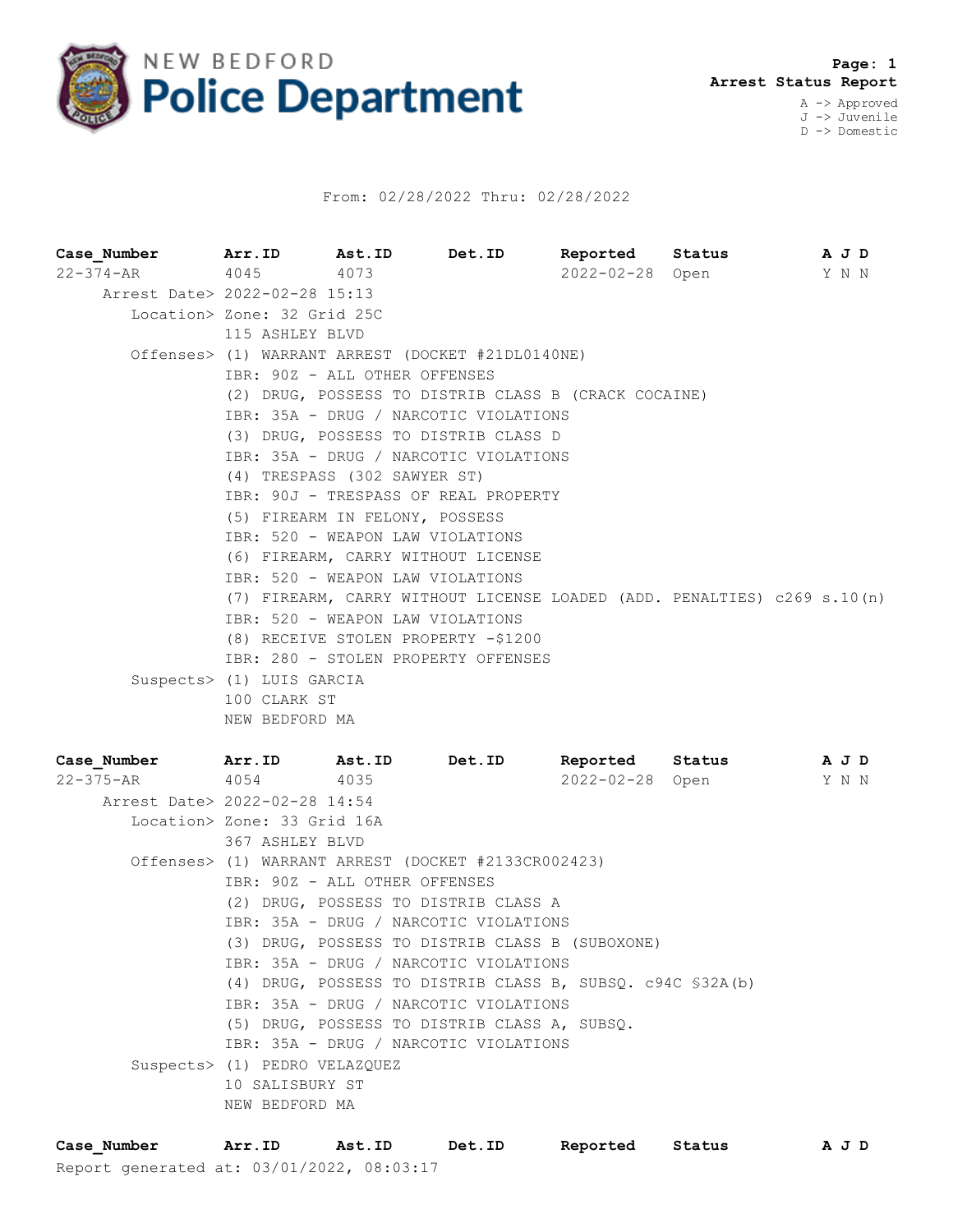# NEW BEDFORD Police Department

**Arrest Status Report**

A -> Approved
J -> Juvenile
D -> Domestic

From: 02/28/2022 Thru: 02/28/2022

| Case_Number | Arr.ID | Ast.ID | Det.ID | Reported | Status | A | J | D |
|---|---|---|---|---|---|---|---|---|
| 22-374-AR | 4045 | 4073 | | 2022-02-28 | Open | Y | N | N |

Arrest Date> 2022-02-28 15:13

Location> Zone: 32 Grid 25C
115 ASHLEY BLVD

Offenses>
(1) WARRANT ARREST (DOCKET #21DL0140NE)
IBR: 90Z - ALL OTHER OFFENSES
(2) DRUG, POSSESS TO DISTRIB CLASS B (CRACK COCAINE)
IBR: 35A - DRUG / NARCOTIC VIOLATIONS
(3) DRUG, POSSESS TO DISTRIB CLASS D
IBR: 35A - DRUG / NARCOTIC VIOLATIONS
(4) TRESPASS (302 SAWYER ST)
IBR: 90J - TRESPASS OF REAL PROPERTY
(5) FIREARM IN FELONY, POSSESS
IBR: 520 - WEAPON LAW VIOLATIONS
(6) FIREARM, CARRY WITHOUT LICENSE
IBR: 520 - WEAPON LAW VIOLATIONS
(7) FIREARM, CARRY WITHOUT LICENSE LOADED (ADD. PENALTIES) c269 s.10(n)
IBR: 520 - WEAPON LAW VIOLATIONS
(8) RECEIVE STOLEN PROPERTY -$1200
IBR: 280 - STOLEN PROPERTY OFFENSES

Suspects>
(1) LUIS GARCIA
100 CLARK ST
NEW BEDFORD MA

| Case_Number | Arr.ID | Ast.ID | Det.ID | Reported | Status | A | J | D |
|---|---|---|---|---|---|---|---|---|
| 22-375-AR | 4054 | 4035 | | 2022-02-28 | Open | Y | N | N |

Arrest Date> 2022-02-28 14:54

Location> Zone: 33 Grid 16A
367 ASHLEY BLVD

Offenses>
(1) WARRANT ARREST (DOCKET #2133CR002423)
IBR: 90Z - ALL OTHER OFFENSES
(2) DRUG, POSSESS TO DISTRIB CLASS A
IBR: 35A - DRUG / NARCOTIC VIOLATIONS
(3) DRUG, POSSESS TO DISTRIB CLASS B (SUBOXONE)
IBR: 35A - DRUG / NARCOTIC VIOLATIONS
(4) DRUG, POSSESS TO DISTRIB CLASS B, SUBSQ. c94C §32A(b)
IBR: 35A - DRUG / NARCOTIC VIOLATIONS
(5) DRUG, POSSESS TO DISTRIB CLASS A, SUBSQ.
IBR: 35A - DRUG / NARCOTIC VIOLATIONS

Suspects>
(1) PEDRO VELAZQUEZ
10 SALISBURY ST
NEW BEDFORD MA

| Case_Number | Arr.ID | Ast.ID | Det.ID | Reported | Status | A | J | D |
|---|---|---|---|---|---|---|---|---|

Report generated at: 03/01/2022, 08:03:17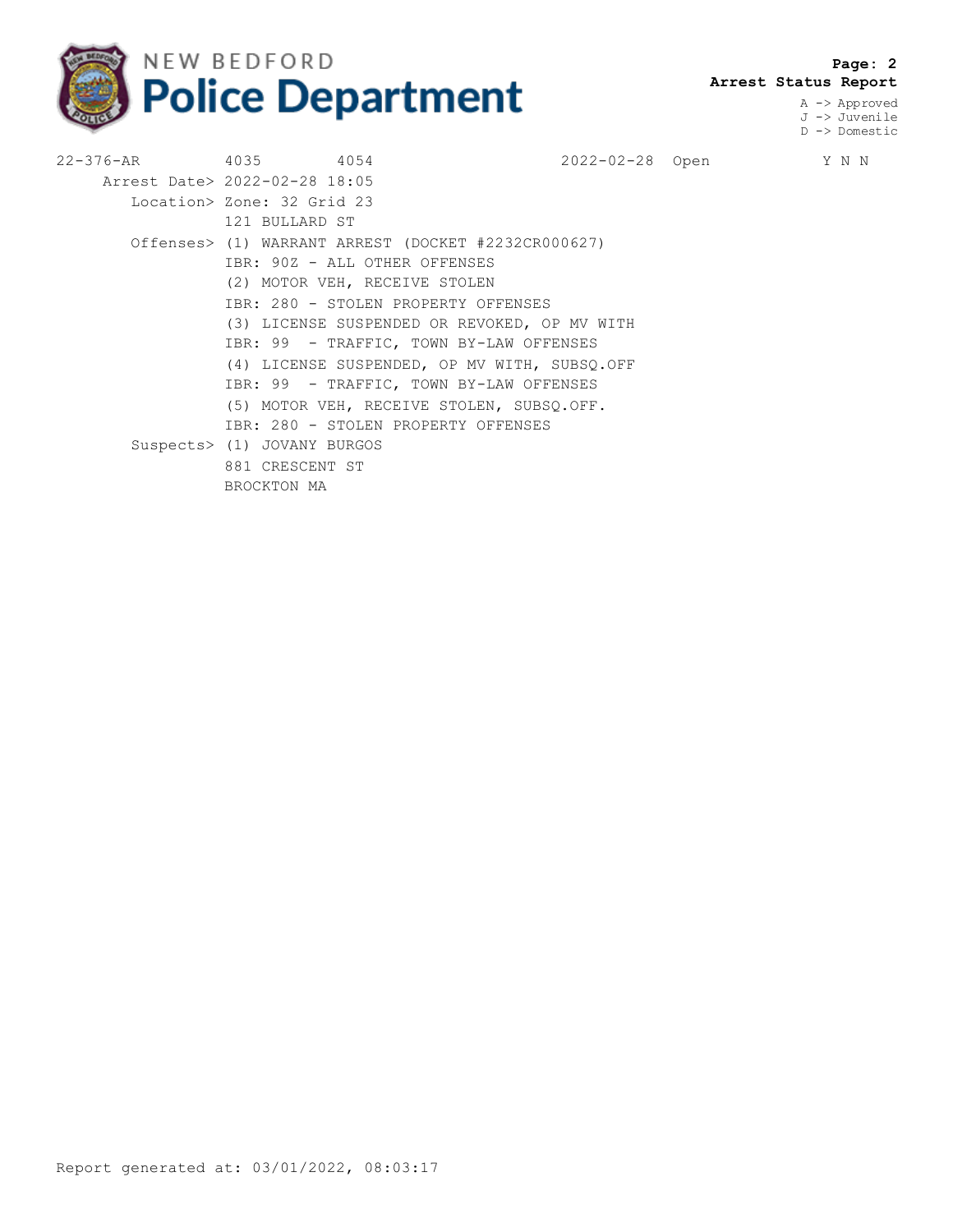**NEW BEDFORD Police Department**

**Arrest Status Report**

A -> Approved
J -> Juvenile
D -> Domestic

```
22-376-AR          4035        4054                         2022-02-28  Open            Y N N
     Arrest Date> 2022-02-28 18:05
        Location> Zone: 32 Grid 23
                  121 BULLARD ST
        Offenses> (1) WARRANT ARREST (DOCKET #2232CR000627)
                  IBR: 90Z - ALL OTHER OFFENSES
                  (2) MOTOR VEH, RECEIVE STOLEN
                  IBR: 280 - STOLEN PROPERTY OFFENSES
                  (3) LICENSE SUSPENDED OR REVOKED, OP MV WITH
                  IBR: 99  - TRAFFIC, TOWN BY-LAW OFFENSES
                  (4) LICENSE SUSPENDED, OP MV WITH, SUBSQ.OFF
                  IBR: 99  - TRAFFIC, TOWN BY-LAW OFFENSES
                  (5) MOTOR VEH, RECEIVE STOLEN, SUBSQ.OFF.
                  IBR: 280 - STOLEN PROPERTY OFFENSES
        Suspects> (1) JOVANY BURGOS
                  881 CRESCENT ST
                  BROCKTON MA
```

Report generated at: 03/01/2022, 08:03:17